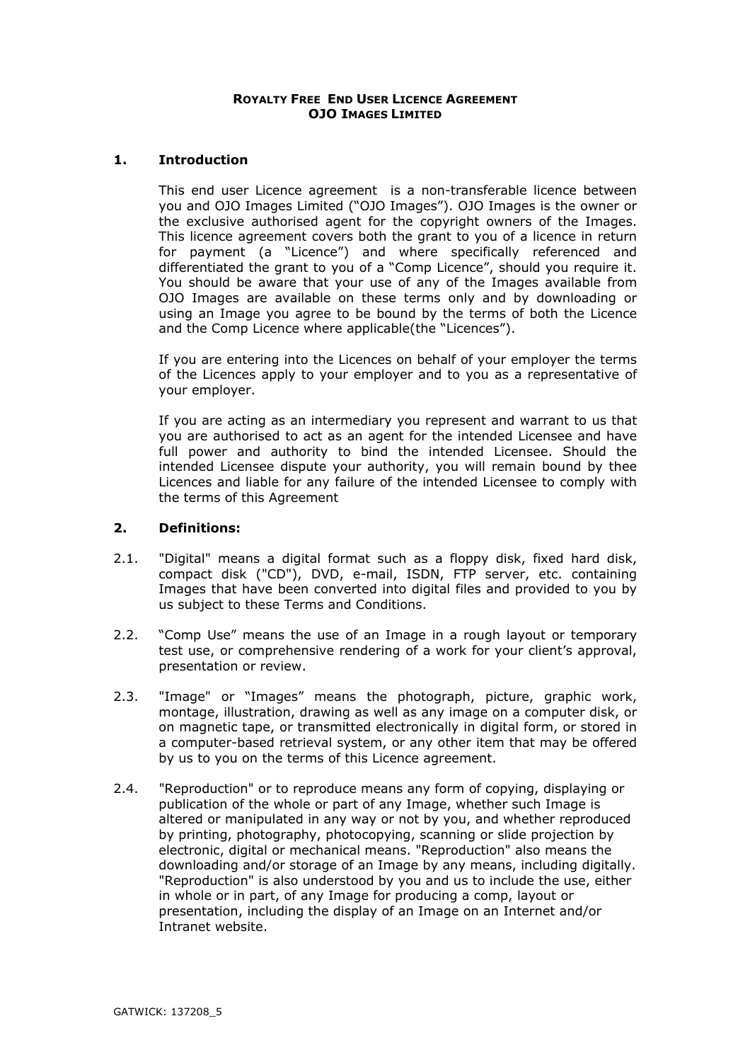**ROYALTY FREE END USER LICENCE AGREEMENT**
**OJO IMAGES LIMITED**

## 1. Introduction

This end user Licence agreement is a non-transferable licence between you and OJO Images Limited ("OJO Images"). OJO Images is the owner or the exclusive authorised agent for the copyright owners of the Images. This licence agreement covers both the grant to you of a licence in return for payment (a "Licence") and where specifically referenced and differentiated the grant to you of a "Comp Licence", should you require it. You should be aware that your use of any of the Images available from OJO Images are available on these terms only and by downloading or using an Image you agree to be bound by the terms of both the Licence and the Comp Licence where applicable(the "Licences").

If you are entering into the Licences on behalf of your employer the terms of the Licences apply to your employer and to you as a representative of your employer.

If you are acting as an intermediary you represent and warrant to us that you are authorised to act as an agent for the intended Licensee and have full power and authority to bind the intended Licensee. Should the intended Licensee dispute your authority, you will remain bound by thee Licences and liable for any failure of the intended Licensee to comply with the terms of this Agreement

## 2. Definitions:

2.1. "Digital" means a digital format such as a floppy disk, fixed hard disk, compact disk ("CD"), DVD, e-mail, ISDN, FTP server, etc. containing Images that have been converted into digital files and provided to you by us subject to these Terms and Conditions.

2.2. "Comp Use" means the use of an Image in a rough layout or temporary test use, or comprehensive rendering of a work for your client's approval, presentation or review.

2.3. "Image" or "Images" means the photograph, picture, graphic work, montage, illustration, drawing as well as any image on a computer disk, or on magnetic tape, or transmitted electronically in digital form, or stored in a computer-based retrieval system, or any other item that may be offered by us to you on the terms of this Licence agreement.

2.4. "Reproduction" or to reproduce means any form of copying, displaying or publication of the whole or part of any Image, whether such Image is altered or manipulated in any way or not by you, and whether reproduced by printing, photography, photocopying, scanning or slide projection by electronic, digital or mechanical means. "Reproduction" also means the downloading and/or storage of an Image by any means, including digitally. "Reproduction" is also understood by you and us to include the use, either in whole or in part, of any Image for producing a comp, layout or presentation, including the display of an Image on an Internet and/or Intranet website.

GATWICK: 137208_5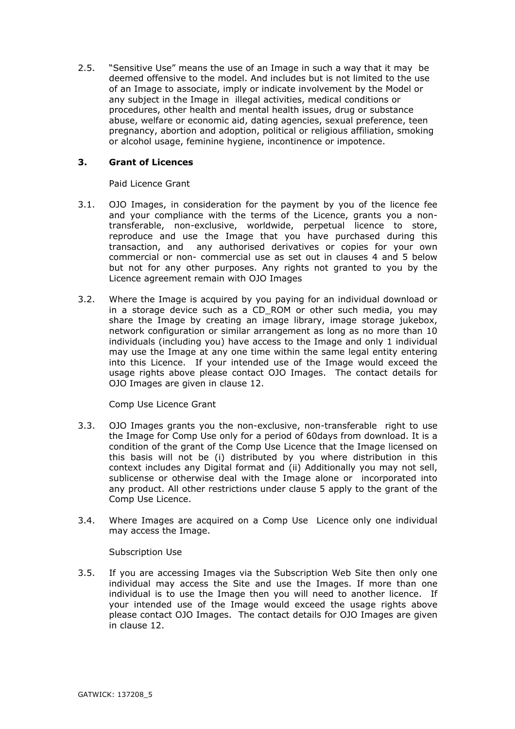2.5. "Sensitive Use" means the use of an Image in such a way that it may be deemed offensive to the model. And includes but is not limited to the use of an Image to associate, imply or indicate involvement by the Model or any subject in the Image in illegal activities, medical conditions or procedures, other health and mental health issues, drug or substance abuse, welfare or economic aid, dating agencies, sexual preference, teen pregnancy, abortion and adoption, political or religious affiliation, smoking or alcohol usage, feminine hygiene, incontinence or impotence.

## 3. Grant of Licences

Paid Licence Grant

3.1. OJO Images, in consideration for the payment by you of the licence fee and your compliance with the terms of the Licence, grants you a non-transferable, non-exclusive, worldwide, perpetual licence to store, reproduce and use the Image that you have purchased during this transaction, and any authorised derivatives or copies for your own commercial or non- commercial use as set out in clauses 4 and 5 below but not for any other purposes. Any rights not granted to you by the Licence agreement remain with OJO Images

3.2. Where the Image is acquired by you paying for an individual download or in a storage device such as a CD_ROM or other such media, you may share the Image by creating an image library, image storage jukebox, network configuration or similar arrangement as long as no more than 10 individuals (including you) have access to the Image and only 1 individual may use the Image at any one time within the same legal entity entering into this Licence. If your intended use of the Image would exceed the usage rights above please contact OJO Images. The contact details for OJO Images are given in clause 12.

Comp Use Licence Grant

3.3. OJO Images grants you the non-exclusive, non-transferable right to use the Image for Comp Use only for a period of 60days from download. It is a condition of the grant of the Comp Use Licence that the Image licensed on this basis will not be (i) distributed by you where distribution in this context includes any Digital format and (ii) Additionally you may not sell, sublicense or otherwise deal with the Image alone or incorporated into any product. All other restrictions under clause 5 apply to the grant of the Comp Use Licence.

3.4. Where Images are acquired on a Comp Use Licence only one individual may access the Image.

Subscription Use

3.5. If you are accessing Images via the Subscription Web Site then only one individual may access the Site and use the Images. If more than one individual is to use the Image then you will need to another licence. If your intended use of the Image would exceed the usage rights above please contact OJO Images. The contact details for OJO Images are given in clause 12.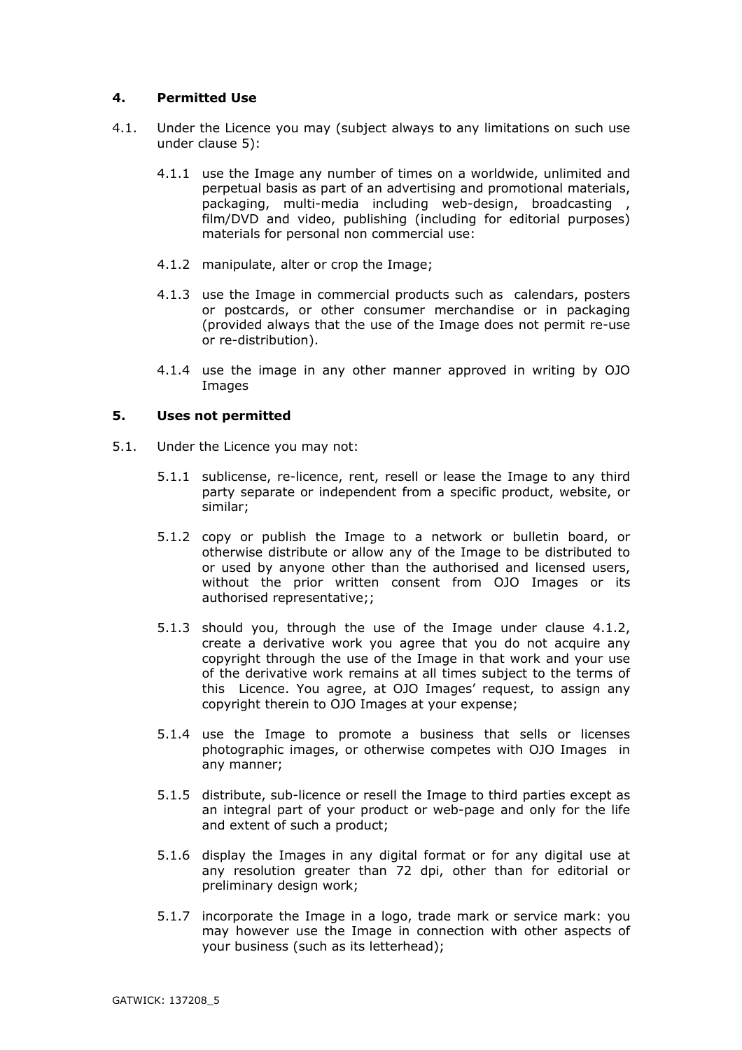## 4. Permitted Use

4.1. Under the Licence you may (subject always to any limitations on such use under clause 5):

4.1.1 use the Image any number of times on a worldwide, unlimited and perpetual basis as part of an advertising and promotional materials, packaging, multi-media including web-design, broadcasting , film/DVD and video, publishing (including for editorial purposes) materials for personal non commercial use:

4.1.2 manipulate, alter or crop the Image;

4.1.3 use the Image in commercial products such as calendars, posters or postcards, or other consumer merchandise or in packaging (provided always that the use of the Image does not permit re-use or re-distribution).

4.1.4 use the image in any other manner approved in writing by OJO Images

## 5. Uses not permitted

5.1. Under the Licence you may not:

5.1.1 sublicense, re-licence, rent, resell or lease the Image to any third party separate or independent from a specific product, website, or similar;

5.1.2 copy or publish the Image to a network or bulletin board, or otherwise distribute or allow any of the Image to be distributed to or used by anyone other than the authorised and licensed users, without the prior written consent from OJO Images or its authorised representative;;

5.1.3 should you, through the use of the Image under clause 4.1.2, create a derivative work you agree that you do not acquire any copyright through the use of the Image in that work and your use of the derivative work remains at all times subject to the terms of this Licence. You agree, at OJO Images' request, to assign any copyright therein to OJO Images at your expense;

5.1.4 use the Image to promote a business that sells or licenses photographic images, or otherwise competes with OJO Images in any manner;

5.1.5 distribute, sub-licence or resell the Image to third parties except as an integral part of your product or web-page and only for the life and extent of such a product;

5.1.6 display the Images in any digital format or for any digital use at any resolution greater than 72 dpi, other than for editorial or preliminary design work;

5.1.7 incorporate the Image in a logo, trade mark or service mark: you may however use the Image in connection with other aspects of your business (such as its letterhead);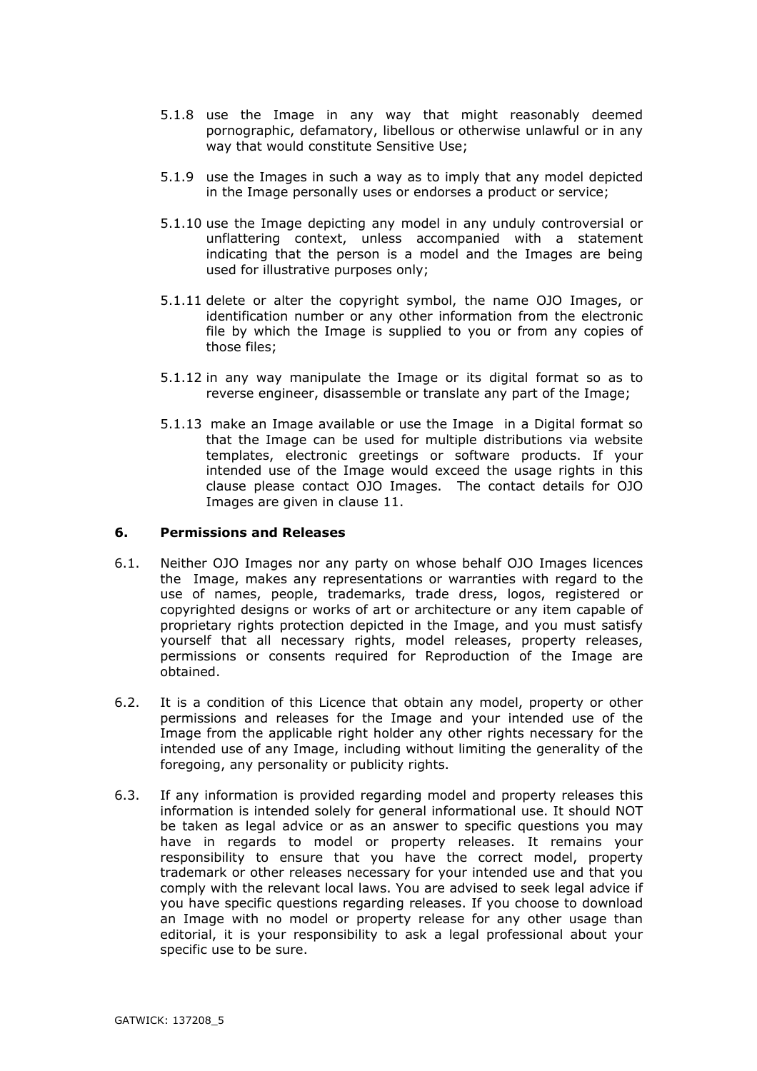5.1.8 use the Image in any way that might reasonably deemed pornographic, defamatory, libellous or otherwise unlawful or in any way that would constitute Sensitive Use;

5.1.9 use the Images in such a way as to imply that any model depicted in the Image personally uses or endorses a product or service;

5.1.10 use the Image depicting any model in any unduly controversial or unflattering context, unless accompanied with a statement indicating that the person is a model and the Images are being used for illustrative purposes only;

5.1.11 delete or alter the copyright symbol, the name OJO Images, or identification number or any other information from the electronic file by which the Image is supplied to you or from any copies of those files;

5.1.12 in any way manipulate the Image or its digital format so as to reverse engineer, disassemble or translate any part of the Image;

5.1.13 make an Image available or use the Image in a Digital format so that the Image can be used for multiple distributions via website templates, electronic greetings or software products. If your intended use of the Image would exceed the usage rights in this clause please contact OJO Images. The contact details for OJO Images are given in clause 11.

## 6. Permissions and Releases

6.1. Neither OJO Images nor any party on whose behalf OJO Images licences the Image, makes any representations or warranties with regard to the use of names, people, trademarks, trade dress, logos, registered or copyrighted designs or works of art or architecture or any item capable of proprietary rights protection depicted in the Image, and you must satisfy yourself that all necessary rights, model releases, property releases, permissions or consents required for Reproduction of the Image are obtained.

6.2. It is a condition of this Licence that obtain any model, property or other permissions and releases for the Image and your intended use of the Image from the applicable right holder any other rights necessary for the intended use of any Image, including without limiting the generality of the foregoing, any personality or publicity rights.

6.3. If any information is provided regarding model and property releases this information is intended solely for general informational use. It should NOT be taken as legal advice or as an answer to specific questions you may have in regards to model or property releases. It remains your responsibility to ensure that you have the correct model, property trademark or other releases necessary for your intended use and that you comply with the relevant local laws. You are advised to seek legal advice if you have specific questions regarding releases. If you choose to download an Image with no model or property release for any other usage than editorial, it is your responsibility to ask a legal professional about your specific use to be sure.

GATWICK: 137208_5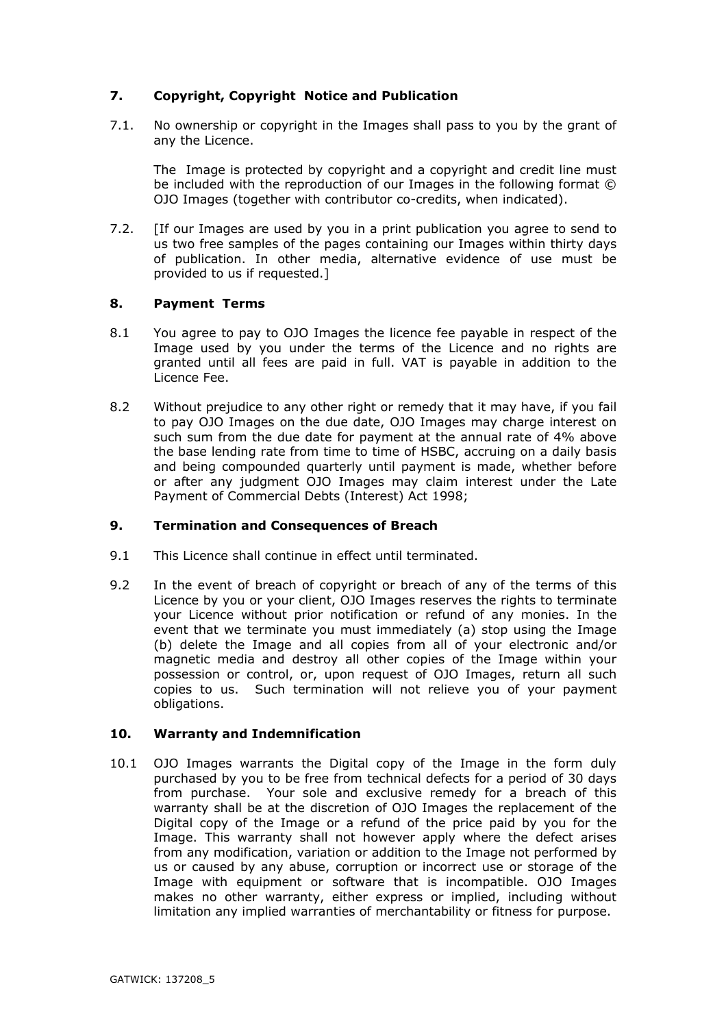## 7. Copyright, Copyright Notice and Publication

7.1. No ownership or copyright in the Images shall pass to you by the grant of any the Licence.

The Image is protected by copyright and a copyright and credit line must be included with the reproduction of our Images in the following format © OJO Images (together with contributor co-credits, when indicated).

7.2. [If our Images are used by you in a print publication you agree to send to us two free samples of the pages containing our Images within thirty days of publication. In other media, alternative evidence of use must be provided to us if requested.]

## 8. Payment Terms

8.1 You agree to pay to OJO Images the licence fee payable in respect of the Image used by you under the terms of the Licence and no rights are granted until all fees are paid in full. VAT is payable in addition to the Licence Fee.

8.2 Without prejudice to any other right or remedy that it may have, if you fail to pay OJO Images on the due date, OJO Images may charge interest on such sum from the due date for payment at the annual rate of 4% above the base lending rate from time to time of HSBC, accruing on a daily basis and being compounded quarterly until payment is made, whether before or after any judgment OJO Images may claim interest under the Late Payment of Commercial Debts (Interest) Act 1998;

## 9. Termination and Consequences of Breach

9.1 This Licence shall continue in effect until terminated.

9.2 In the event of breach of copyright or breach of any of the terms of this Licence by you or your client, OJO Images reserves the rights to terminate your Licence without prior notification or refund of any monies. In the event that we terminate you must immediately (a) stop using the Image (b) delete the Image and all copies from all of your electronic and/or magnetic media and destroy all other copies of the Image within your possession or control, or, upon request of OJO Images, return all such copies to us. Such termination will not relieve you of your payment obligations.

## 10. Warranty and Indemnification

10.1 OJO Images warrants the Digital copy of the Image in the form duly purchased by you to be free from technical defects for a period of 30 days from purchase. Your sole and exclusive remedy for a breach of this warranty shall be at the discretion of OJO Images the replacement of the Digital copy of the Image or a refund of the price paid by you for the Image. This warranty shall not however apply where the defect arises from any modification, variation or addition to the Image not performed by us or caused by any abuse, corruption or incorrect use or storage of the Image with equipment or software that is incompatible. OJO Images makes no other warranty, either express or implied, including without limitation any implied warranties of merchantability or fitness for purpose.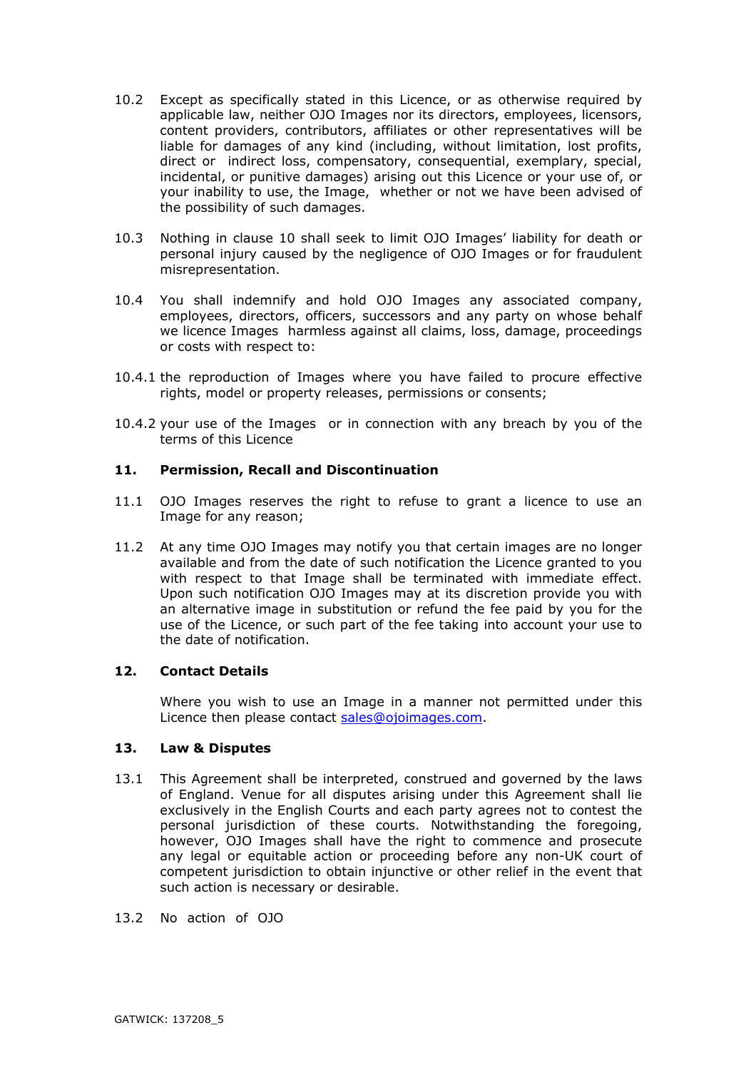10.2 Except as specifically stated in this Licence, or as otherwise required by applicable law, neither OJO Images nor its directors, employees, licensors, content providers, contributors, affiliates or other representatives will be liable for damages of any kind (including, without limitation, lost profits, direct or indirect loss, compensatory, consequential, exemplary, special, incidental, or punitive damages) arising out this Licence or your use of, or your inability to use, the Image, whether or not we have been advised of the possibility of such damages.

10.3 Nothing in clause 10 shall seek to limit OJO Images' liability for death or personal injury caused by the negligence of OJO Images or for fraudulent misrepresentation.

10.4 You shall indemnify and hold OJO Images any associated company, employees, directors, officers, successors and any party on whose behalf we licence Images harmless against all claims, loss, damage, proceedings or costs with respect to:

10.4.1 the reproduction of Images where you have failed to procure effective rights, model or property releases, permissions or consents;

10.4.2 your use of the Images or in connection with any breach by you of the terms of this Licence

**11. Permission, Recall and Discontinuation**

11.1 OJO Images reserves the right to refuse to grant a licence to use an Image for any reason;

11.2 At any time OJO Images may notify you that certain images are no longer available and from the date of such notification the Licence granted to you with respect to that Image shall be terminated with immediate effect. Upon such notification OJO Images may at its discretion provide you with an alternative image in substitution or refund the fee paid by you for the use of the Licence, or such part of the fee taking into account your use to the date of notification.

**12. Contact Details**

Where you wish to use an Image in a manner not permitted under this Licence then please contact sales@ojoimages.com.

**13. Law & Disputes**

13.1 This Agreement shall be interpreted, construed and governed by the laws of England. Venue for all disputes arising under this Agreement shall lie exclusively in the English Courts and each party agrees not to contest the personal jurisdiction of these courts. Notwithstanding the foregoing, however, OJO Images shall have the right to commence and prosecute any legal or equitable action or proceeding before any non-UK court of competent jurisdiction to obtain injunctive or other relief in the event that such action is necessary or desirable.

13.2 No action of OJO